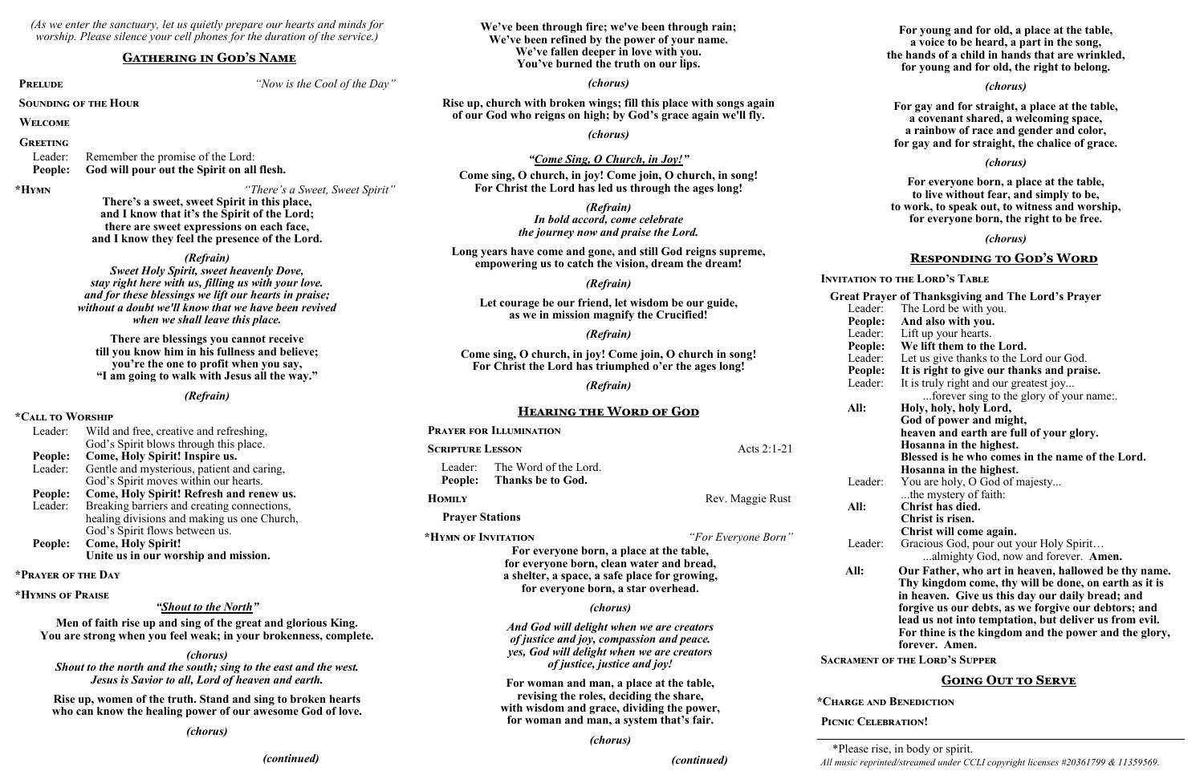*(As we enter the sanctuary, let us quietly prepare our hearts and minds for worship. Please silence your cell phones for the duration of the service.)*

## Gathering in God's Name

**Prelude** *"Now is the Cool of the Day"*

**Sounding of the Hour**

**Welcome**

**Greeting**

Leader: Remember the promise of the Lord:
**People: God will pour out the Spirit on all flesh.**

**\*Hymn** *"There's a Sweet, Sweet Spirit"*

**There's a sweet, sweet Spirit in this place,
and I know that it's the Spirit of the Lord;
there are sweet expressions on each face,
and I know they feel the presence of the Lord.**

***(Refrain)***
***Sweet Holy Spirit, sweet heavenly Dove,
stay right here with us, filling us with your love.
and for these blessings we lift our hearts in praise;
without a doubt we'll know that we have been revived
when we shall leave this place.***

**There are blessings you cannot receive
till you know him in his fullness and believe;
you're the one to profit when you say,
"I am going to walk with Jesus all the way."**

***(Refrain)***

**\*Call to Worship**

Leader: Wild and free, creative and refreshing,
God's Spirit blows through this place.
**People: Come, Holy Spirit! Inspire us.**
Leader: Gentle and mysterious, patient and caring,
God's Spirit moves within our hearts.
**People: Come, Holy Spirit! Refresh and renew us.**
Leader: Breaking barriers and creating connections,
healing divisions and making us one Church,
God's Spirit flows between us.
**People: Come, Holy Spirit!
Unite us in our worship and mission.**

**\*Prayer of the Day**

**\*Hymns of Praise**

***"Shout to the North"***

**Men of faith rise up and sing of the great and glorious King.
You are strong when you feel weak; in your brokenness, complete.**

***(chorus)***
***Shout to the north and the south; sing to the east and the west.
Jesus is Savior to all, Lord of heaven and earth.***

**Rise up, women of the truth. Stand and sing to broken hearts
who can know the healing power of our awesome God of love.**

***(chorus)***

**We've been through fire; we've been through rain;
We've been refined by the power of your name.
We've fallen deeper in love with you.
You've burned the truth on our lips.**

***(chorus)***

**Rise up, church with broken wings; fill this place with songs again
of our God who reigns on high; by God's grace again we'll fly.**

***(chorus)***

***"Come Sing, O Church, in Joy!"***

**Come sing, O church, in joy! Come join, O church, in song!
For Christ the Lord has led us through the ages long!**

***(Refrain)***
***In bold accord, come celebrate
the journey now and praise the Lord.***

**Long years have come and gone, and still God reigns supreme,
empowering us to catch the vision, dream the dream!**

***(Refrain)***

**Let courage be our friend, let wisdom be our guide,
as we in mission magnify the Crucified!**

***(Refrain)***

**Come sing, O church, in joy! Come join, O church in song!
For Christ the Lord has triumphed o'er the ages long!**

***(Refrain)***

## Hearing the Word of God

**Prayer for Illumination**

**Scripture Lesson** Acts 2:1-21

Leader: The Word of the Lord.
**People: Thanks be to God.**

**Homily** Rev. Maggie Rust

**Prayer Stations**

**\*Hymn of Invitation** *"For Everyone Born"*

**For everyone born, a place at the table,
for everyone born, clean water and bread,
a shelter, a space, a safe place for growing,
for everyone born, a star overhead.**

***(chorus)***
***And God will delight when we are creators
of justice and joy, compassion and peace.
yes, God will delight when we are creators
of justice, justice and joy!***

**For woman and man, a place at the table,
revising the roles, deciding the share,
with wisdom and grace, dividing the power,
for woman and man, a system that's fair.**

***(chorus)***

**For young and for old, a place at the table,
a voice to be heard, a part in the song,
the hands of a child in hands that are wrinkled,
for young and for old, the right to belong.**

***(chorus)***

**For gay and for straight, a place at the table,
a covenant shared, a welcoming space,
a rainbow of race and gender and color,
for gay and for straight, the chalice of grace.**

***(chorus)***

**For everyone born, a place at the table,
to live without fear, and simply to be,
to work, to speak out, to witness and worship,
for everyone born, the right to be free.**

***(chorus)***

## Responding to God's Word

**Invitation to the Lord's Table**

**Great Prayer of Thanksgiving and The Lord's Prayer**

Leader: The Lord be with you.
**People: And also with you.**
Leader: Lift up your hearts.
**People: We lift them to the Lord.**
Leader: Let us give thanks to the Lord our God.
**People: It is right to give our thanks and praise.**
Leader: It is truly right and our greatest joy...
...forever sing to the glory of your name:.
**All: Holy, holy, holy Lord,
God of power and might,
heaven and earth are full of your glory.
Hosanna in the highest.
Blessed is he who comes in the name of the Lord.
Hosanna in the highest.**
Leader: You are holy, O God of majesty...
...the mystery of faith:
**All: Christ has died.
Christ is risen.
Christ will come again.**
Leader: Gracious God, pour out your Holy Spirit…
...almighty God, now and forever. **Amen.**
**All: Our Father, who art in heaven, hallowed be thy name. Thy kingdom come, thy will be done, on earth as it is in heaven. Give us this day our daily bread; and forgive us our debts, as we forgive our debtors; and lead us not into temptation, but deliver us from evil. For thine is the kingdom and the power and the glory, forever. Amen.**

**Sacrament of the Lord's Supper**

## Going Out to Serve

**\*Charge and Benediction**

**Picnic Celebration!**

---

\*Please rise, in body or spirit.
*All music reprinted/streamed under CCLI copyright licenses #20361799 & 11359569.*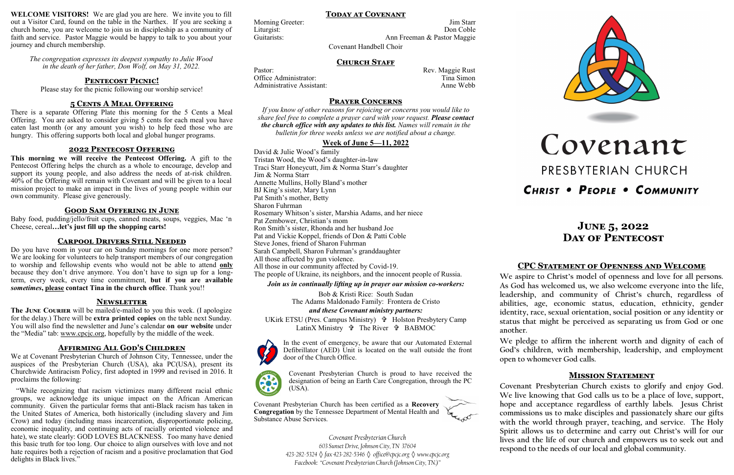**WELCOME VISITORS!** We are glad you are here. We invite you to fill out a Visitor Card, found on the table in the Narthex. If you are seeking a church home, you are welcome to join us in discipleship as a community of faith and service. Pastor Maggie would be happy to talk to you about your journey and church membership.

*The congregation expresses its deepest sympathy to Julie Wood in the death of her father, Don Wolf, on May 31, 2022.*

## Pentecost Picnic!

Please stay for the picnic following our worship service!

## 5 Cents A Meal Offering

There is a separate Offering Plate this morning for the 5 Cents a Meal Offering. You are asked to consider giving 5 cents for each meal you have eaten last month (or any amount you wish) to help feed those who are hungry. This offering supports both local and global hunger programs.

## 2022 Pentecost Offering

**This morning we will receive the Pentecost Offering.** A gift to the Pentecost Offering helps the church as a whole to encourage, develop and support its young people, and also address the needs of at-risk children. 40% of the Offering will remain with Covenant and will be given to a local mission project to make an impact in the lives of young people within our own community. Please give generously.

## Good Sam Offering in June

Baby food, pudding/jello/fruit cups, canned meats, soups, veggies, Mac 'n Cheese, cereal**…let's just fill up the shopping carts!**

## Carpool Drivers Still Needed

Do you have room in your car on Sunday mornings for one more person? We are looking for volunteers to help transport members of our congregation to worship and fellowship events who would not be able to attend **only** because they don't drive anymore. You don't have to sign up for a long-term, every week, every time commitment, **but if you are available *sometimes*, please contact Tina in the church office**. Thank you!!

## Newsletter

**The June Courier** will be mailed/e-mailed to you this week. (I apologize for the delay.) There will be **extra printed copies** on the table next Sunday. You will also find the newsletter and June's calendar **on our website** under the "Media" tab: www.cpcjc.org, hopefully by the middle of the week.

## Affirming All God's Children

We at Covenant Presbyterian Church of Johnson City, Tennessee, under the auspices of the Presbyterian Church (USA), aka PC(USA), present its Churchwide Antiracism Policy, first adopted in 1999 and revised in 2016. It proclaims the following:

"While recognizing that racism victimizes many different racial ethnic groups, we acknowledge its unique impact on the African American community. Given the particular forms that anti-Black racism has taken in the United States of America, both historically (including slavery and Jim Crow) and today (including mass incarceration, disproportionate policing, economic inequality, and continuing acts of racially oriented violence and hate), we state clearly: GOD LOVES BLACKNESS. Too many have denied this basic truth for too long. Our choice to align ourselves with love and not hate requires both a rejection of racism and a positive proclamation that God delights in Black lives."

## Today at Covenant

Morning Greeter: Jim Starr
Liturgist: Don Coble
Guitarists: Ann Freeman & Pastor Maggie
Covenant Handbell Choir

## Church Staff

Pastor: Rev. Maggie Rust
Office Administrator: Tina Simon
Administrative Assistant: Anne Webb

## Prayer Concerns

*If you know of other reasons for rejoicing or concerns you would like to share feel free to complete a prayer card with your request. **Please contact the church office with any updates to this list.** Names will remain in the bulletin for three weeks unless we are notified about a change.*

### Week of June 5—11, 2022

David & Julie Wood's family
Tristan Wood, the Wood's daughter-in-law
Traci Starr Honeycutt, Jim & Norma Starr's daughter
Jim & Norma Starr
Annette Mullins, Holly Bland's mother
BJ King's sister, Mary Lynn
Pat Smith's mother, Betty
Sharon Fuhrman
Rosemary Whitson's sister, Marshia Adams, and her niece
Pat Zembower, Christian's mom
Ron Smith's sister, Rhonda and her husband Joe
Pat and Vickie Koppel, friends of Don & Patti Coble
Steve Jones, friend of Sharon Fuhrman
Sarah Campbell, Sharon Fuhrman's granddaughter
All those affected by gun violence.
All those in our community affected by Covid-19.
The people of Ukraine, its neighbors, and the innocent people of Russia.

***Join us in continually lifting up in prayer our mission co-workers:***

Bob & Kristi Rice: South Sudan
The Adams Maldonado Family: Frontera de Cristo

***and these Covenant ministry partners:***

UKirk ETSU (Pres. Campus Ministry) ✝ Holston Presbytery Camp
LatinX Ministry ✝ The River ✝ BABMOC

In the event of emergency, be aware that our Automated External Defibrillator (AED) Unit is located on the wall outside the front door of the Church Office.

Covenant Presbyterian Church is proud to have received the designation of being an Earth Care Congregation, through the PC (USA).

Covenant Presbyterian Church has been certified as a **Recovery Congregation** by the Tennessee Department of Mental Health and Substance Abuse Services.

*Covenant Presbyterian Church*
*603 Sunset Drive, Johnson City, TN 37604*
*423-282-5324 ◊ fax 423-282-5346 ◊ office@cpcjc.org ◊ www.cpcjc.org*
*Facebook: "Covenant Presbyterian Church (Johnson City, TN.)"*

# Covenant
PRESBYTERIAN CHURCH

***Christ • People • Community***

# June 5, 2022
# Day of Pentecost

## CPC Statement of Openness and Welcome

We aspire to Christ's model of openness and love for all persons. As God has welcomed us, we also welcome everyone into the life, leadership, and community of Christ's church, regardless of abilities, age, economic status, education, ethnicity, gender identity, race, sexual orientation, social position or any identity or status that might be perceived as separating us from God or one another.

We pledge to affirm the inherent worth and dignity of each of God's children, with membership, leadership, and employment open to whomever God calls.

## Mission Statement

Covenant Presbyterian Church exists to glorify and enjoy God. We live knowing that God calls us to be a place of love, support, hope and acceptance regardless of earthly labels. Jesus Christ commissions us to make disciples and passionately share our gifts with the world through prayer, teaching, and service. The Holy Spirit allows us to determine and carry out Christ's will for our lives and the life of our church and empowers us to seek out and respond to the needs of our local and global community.